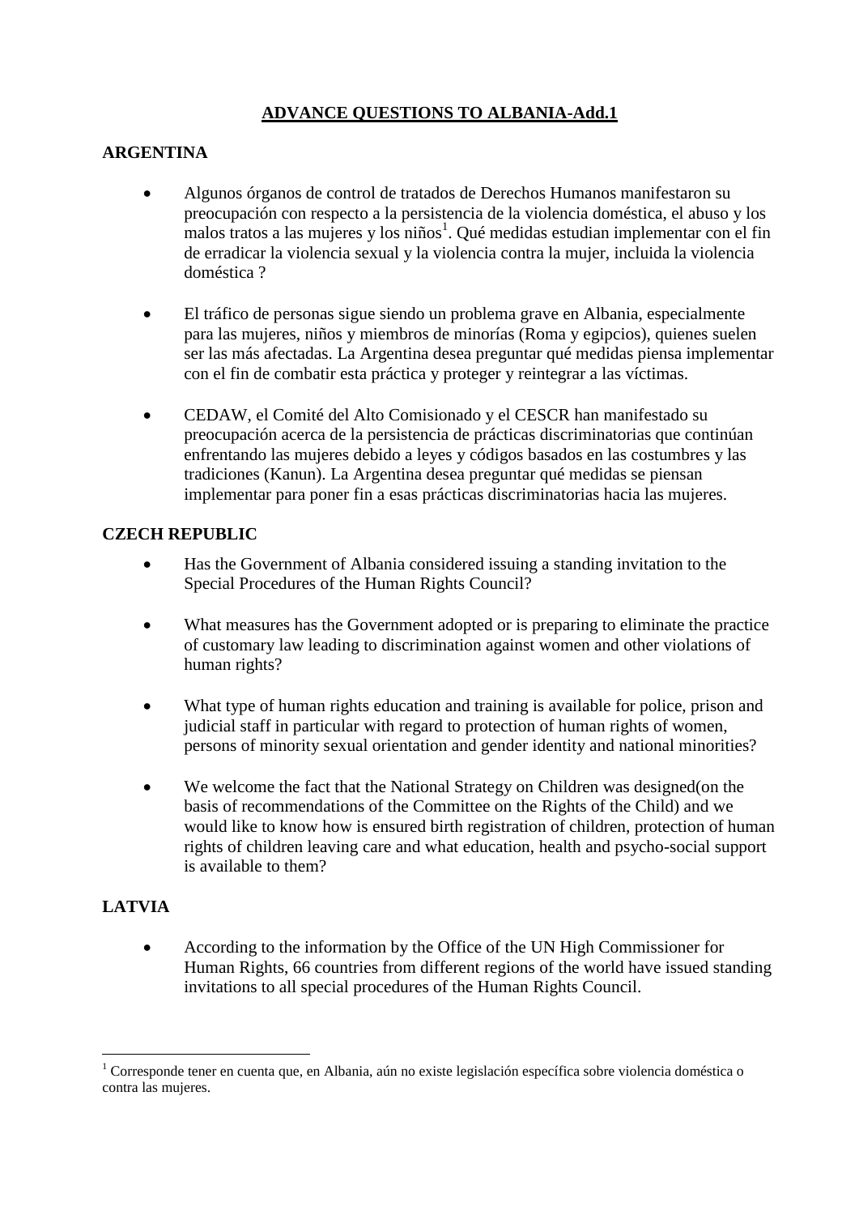# ADVANCE QUESTIONS TO ALBANIA-Add.1

## ARGENTINA

- Algunos órganos de control de tratados de Derechos Humanos manifestaron su preocupación con respecto a la persistencia de la violencia doméstica, el abuso y los malos tratos a las mujeres y los niños[1]. Qué medidas estudian implementar con el fin de erradicar la violencia sexual y la violencia contra la mujer, incluida la violencia doméstica ?

- El tráfico de personas sigue siendo un problema grave en Albania, especialmente para las mujeres, niños y miembros de minorías (Roma y egipcios), quienes suelen ser las más afectadas. La Argentina desea preguntar qué medidas piensa implementar con el fin de combatir esta práctica y proteger y reintegrar a las víctimas.

- CEDAW, el Comité del Alto Comisionado y el CESCR han manifestado su preocupación acerca de la persistencia de prácticas discriminatorias que continúan enfrentando las mujeres debido a leyes y códigos basados en las costumbres y las tradiciones (Kanun). La Argentina desea preguntar qué medidas se piensan implementar para poner fin a esas prácticas discriminatorias hacia las mujeres.

## CZECH REPUBLIC

- Has the Government of Albania considered issuing a standing invitation to the Special Procedures of the Human Rights Council?

- What measures has the Government adopted or is preparing to eliminate the practice of customary law leading to discrimination against women and other violations of human rights?

- What type of human rights education and training is available for police, prison and judicial staff in particular with regard to protection of human rights of women, persons of minority sexual orientation and gender identity and national minorities?

- We welcome the fact that the National Strategy on Children was designed(on the basis of recommendations of the Committee on the Rights of the Child) and we would like to know how is ensured birth registration of children, protection of human rights of children leaving care and what education, health and psycho-social support is available to them?

## LATVIA

- According to the information by the Office of the UN High Commissioner for Human Rights, 66 countries from different regions of the world have issued standing invitations to all special procedures of the Human Rights Council.

---

[1] Corresponde tener en cuenta que, en Albania, aún no existe legislación específica sobre violencia doméstica o contra las mujeres.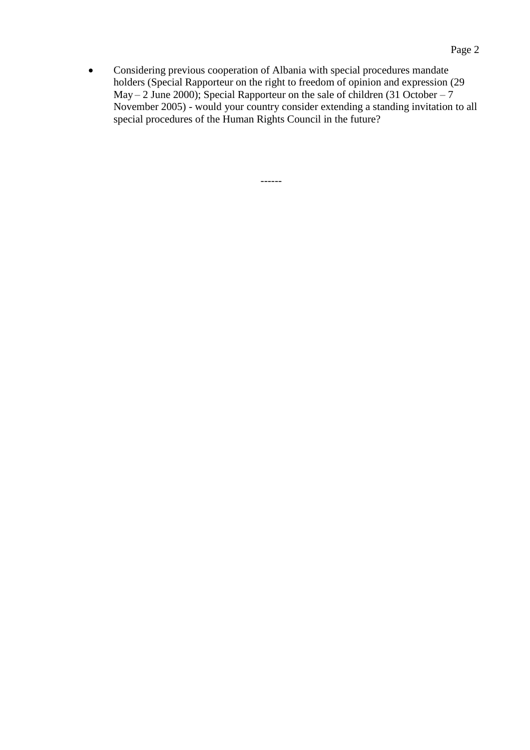- Considering previous cooperation of Albania with special procedures mandate holders (Special Rapporteur on the right to freedom of opinion and expression (29 May – 2 June 2000); Special Rapporteur on the sale of children (31 October – 7 November 2005) - would your country consider extending a standing invitation to all special procedures of the Human Rights Council in the future?

------